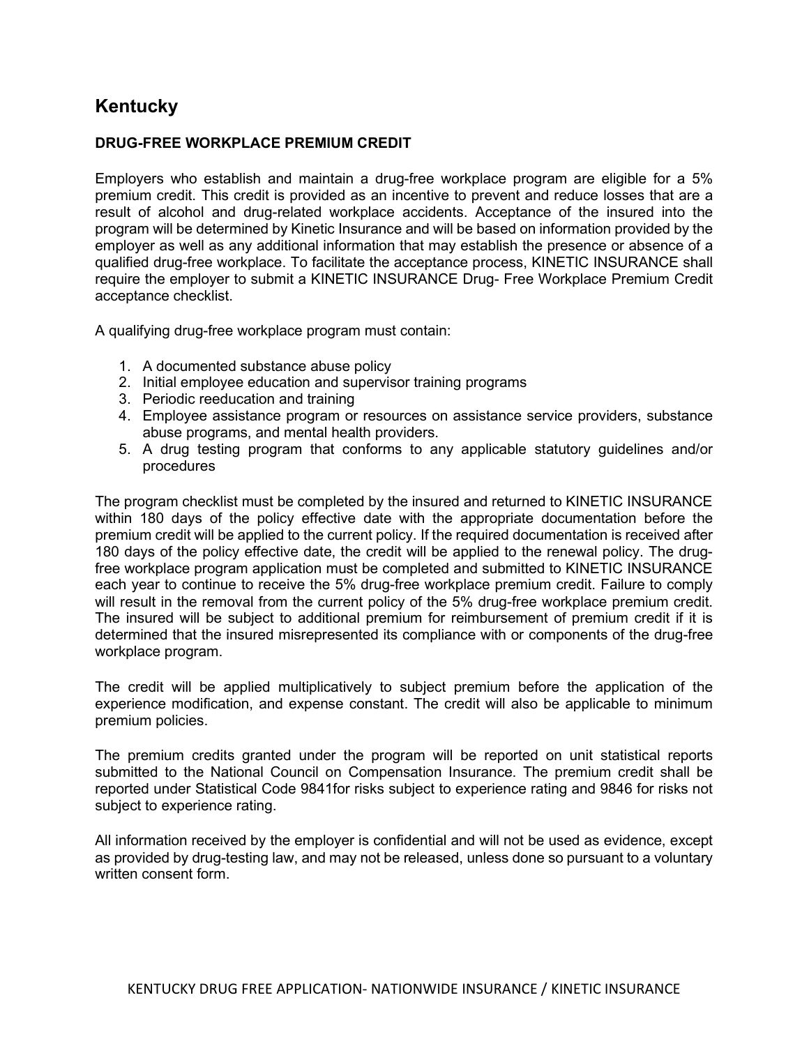## Kentucky

### DRUG-FREE WORKPLACE PREMIUM CREDIT

Employers who establish and maintain a drug-free workplace program are eligible for a 5% premium credit. This credit is provided as an incentive to prevent and reduce losses that are a result of alcohol and drug-related workplace accidents. Acceptance of the insured into the program will be determined by Kinetic Insurance and will be based on information provided by the employer as well as any additional information that may establish the presence or absence of a qualified drug-free workplace. To facilitate the acceptance process, KINETIC INSURANCE shall require the employer to submit a KINETIC INSURANCE Drug- Free Workplace Premium Credit acceptance checklist.

A qualifying drug-free workplace program must contain:

1. A documented substance abuse policy
2. Initial employee education and supervisor training programs
3. Periodic reeducation and training
4. Employee assistance program or resources on assistance service providers, substance abuse programs, and mental health providers.
5. A drug testing program that conforms to any applicable statutory guidelines and/or procedures

The program checklist must be completed by the insured and returned to KINETIC INSURANCE within 180 days of the policy effective date with the appropriate documentation before the premium credit will be applied to the current policy. If the required documentation is received after 180 days of the policy effective date, the credit will be applied to the renewal policy. The drug-free workplace program application must be completed and submitted to KINETIC INSURANCE each year to continue to receive the 5% drug-free workplace premium credit. Failure to comply will result in the removal from the current policy of the 5% drug-free workplace premium credit. The insured will be subject to additional premium for reimbursement of premium credit if it is determined that the insured misrepresented its compliance with or components of the drug-free workplace program.

The credit will be applied multiplicatively to subject premium before the application of the experience modification, and expense constant. The credit will also be applicable to minimum premium policies.

The premium credits granted under the program will be reported on unit statistical reports submitted to the National Council on Compensation Insurance. The premium credit shall be reported under Statistical Code 9841for risks subject to experience rating and 9846 for risks not subject to experience rating.

All information received by the employer is confidential and will not be used as evidence, except as provided by drug-testing law, and may not be released, unless done so pursuant to a voluntary written consent form.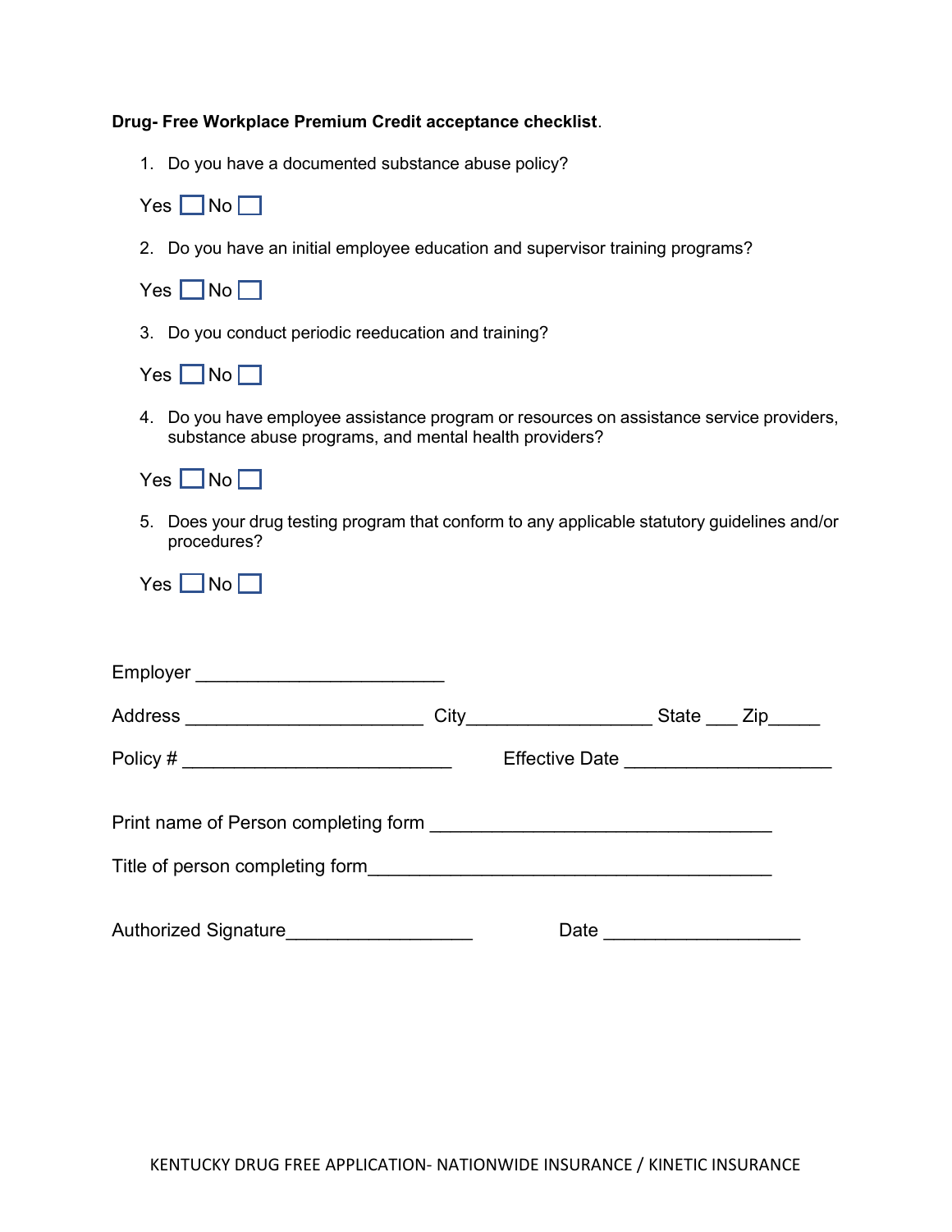**Drug- Free Workplace Premium Credit acceptance checklist**.

1. Do you have a documented substance abuse policy?

Yes ☐ No ☐

2. Do you have an initial employee education and supervisor training programs?

Yes ☐ No ☐

3. Do you conduct periodic reeducation and training?

Yes ☐ No ☐

4. Do you have employee assistance program or resources on assistance service providers, substance abuse programs, and mental health providers?

Yes ☐ No ☐

5. Does your drug testing program that conform to any applicable statutory guidelines and/or procedures?

Yes ☐ No ☐

Employer ________________________

Address _______________________ City__________________ State ___ Zip_____

Policy # __________________________ Effective Date ____________________

Print name of Person completing form _________________________________

Title of person completing form_______________________________________

Authorized Signature__________________ Date ___________________

KENTUCKY DRUG FREE APPLICATION- NATIONWIDE INSURANCE / KINETIC INSURANCE